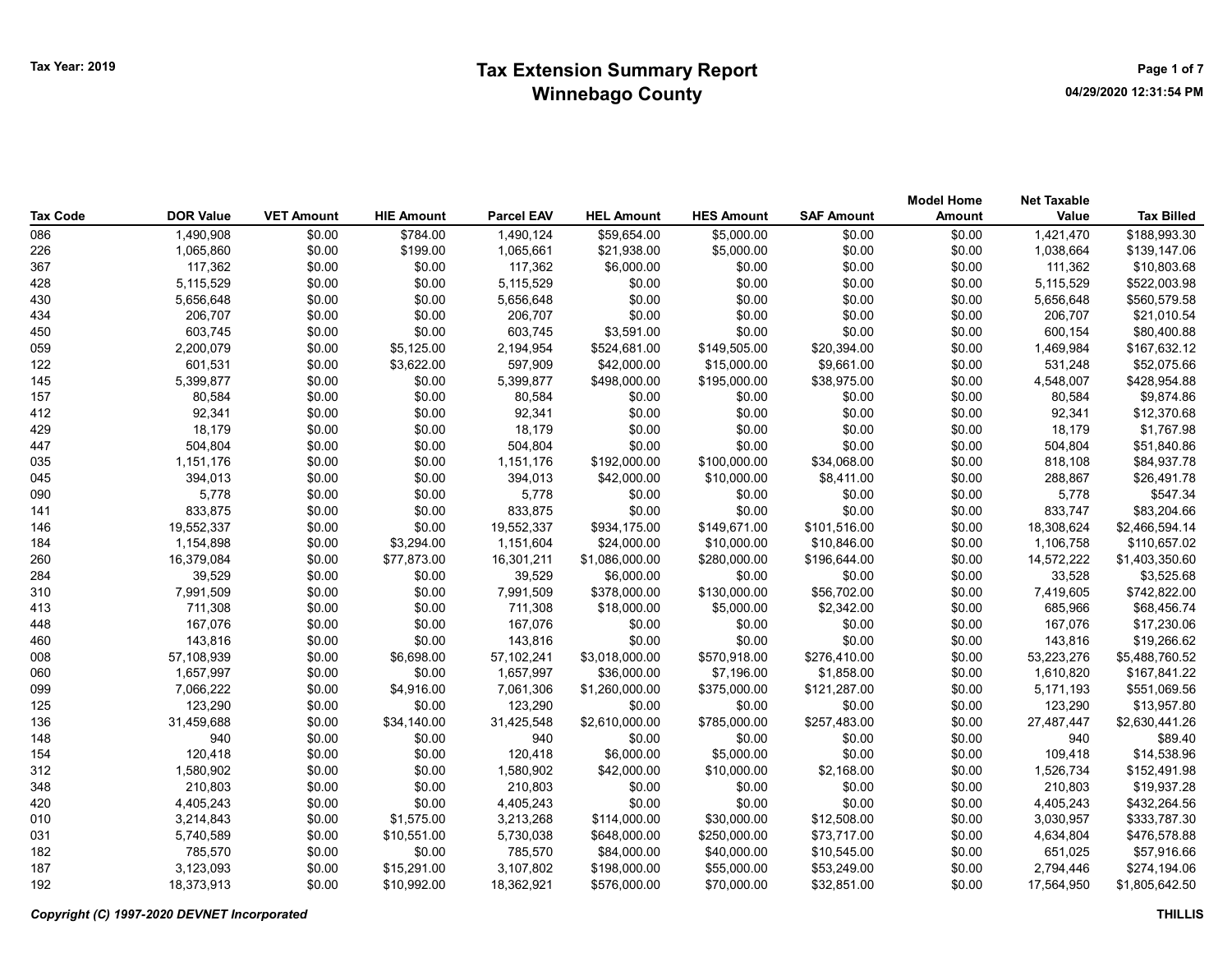Tax Year: 2019

# Tax Extension Summary Report
## Winnebago County

04/29/2020 12:31:54 PM

| Tax Code | DOR Value | VET Amount | HIE Amount | Parcel EAV | HEL Amount | HES Amount | SAF Amount | Model Home Amount | Net Taxable Value | Tax Billed |
|---|---|---|---|---|---|---|---|---|---|---|
| 086 | 1,490,908 | $0.00 | $784.00 | 1,490,124 | $59,654.00 | $5,000.00 | $0.00 | $0.00 | 1,421,470 | $188,993.30 |
| 226 | 1,065,860 | $0.00 | $199.00 | 1,065,661 | $21,938.00 | $5,000.00 | $0.00 | $0.00 | 1,038,664 | $139,147.06 |
| 367 | 117,362 | $0.00 | $0.00 | 117,362 | $6,000.00 | $0.00 | $0.00 | $0.00 | 111,362 | $10,803.68 |
| 428 | 5,115,529 | $0.00 | $0.00 | 5,115,529 | $0.00 | $0.00 | $0.00 | $0.00 | 5,115,529 | $522,003.98 |
| 430 | 5,656,648 | $0.00 | $0.00 | 5,656,648 | $0.00 | $0.00 | $0.00 | $0.00 | 5,656,648 | $560,579.58 |
| 434 | 206,707 | $0.00 | $0.00 | 206,707 | $0.00 | $0.00 | $0.00 | $0.00 | 206,707 | $21,010.54 |
| 450 | 603,745 | $0.00 | $0.00 | 603,745 | $3,591.00 | $0.00 | $0.00 | $0.00 | 600,154 | $80,400.88 |
| 059 | 2,200,079 | $0.00 | $5,125.00 | 2,194,954 | $524,681.00 | $149,505.00 | $20,394.00 | $0.00 | 1,469,984 | $167,632.12 |
| 122 | 601,531 | $0.00 | $3,622.00 | 597,909 | $42,000.00 | $15,000.00 | $9,661.00 | $0.00 | 531,248 | $52,075.66 |
| 145 | 5,399,877 | $0.00 | $0.00 | 5,399,877 | $498,000.00 | $195,000.00 | $38,975.00 | $0.00 | 4,548,007 | $428,954.88 |
| 157 | 80,584 | $0.00 | $0.00 | 80,584 | $0.00 | $0.00 | $0.00 | $0.00 | 80,584 | $9,874.86 |
| 412 | 92,341 | $0.00 | $0.00 | 92,341 | $0.00 | $0.00 | $0.00 | $0.00 | 92,341 | $12,370.68 |
| 429 | 18,179 | $0.00 | $0.00 | 18,179 | $0.00 | $0.00 | $0.00 | $0.00 | 18,179 | $1,767.98 |
| 447 | 504,804 | $0.00 | $0.00 | 504,804 | $0.00 | $0.00 | $0.00 | $0.00 | 504,804 | $51,840.86 |
| 035 | 1,151,176 | $0.00 | $0.00 | 1,151,176 | $192,000.00 | $100,000.00 | $34,068.00 | $0.00 | 818,108 | $84,937.78 |
| 045 | 394,013 | $0.00 | $0.00 | 394,013 | $42,000.00 | $10,000.00 | $8,411.00 | $0.00 | 288,867 | $26,491.78 |
| 090 | 5,778 | $0.00 | $0.00 | 5,778 | $0.00 | $0.00 | $0.00 | $0.00 | 5,778 | $547.34 |
| 141 | 833,875 | $0.00 | $0.00 | 833,875 | $0.00 | $0.00 | $0.00 | $0.00 | 833,747 | $83,204.66 |
| 146 | 19,552,337 | $0.00 | $0.00 | 19,552,337 | $934,175.00 | $149,671.00 | $101,516.00 | $0.00 | 18,308,624 | $2,466,594.14 |
| 184 | 1,154,898 | $0.00 | $3,294.00 | 1,151,604 | $24,000.00 | $10,000.00 | $10,846.00 | $0.00 | 1,106,758 | $110,657.02 |
| 260 | 16,379,084 | $0.00 | $77,873.00 | 16,301,211 | $1,086,000.00 | $280,000.00 | $196,644.00 | $0.00 | 14,572,222 | $1,403,350.60 |
| 284 | 39,529 | $0.00 | $0.00 | 39,529 | $6,000.00 | $0.00 | $0.00 | $0.00 | 33,528 | $3,525.68 |
| 310 | 7,991,509 | $0.00 | $0.00 | 7,991,509 | $378,000.00 | $130,000.00 | $56,702.00 | $0.00 | 7,419,605 | $742,822.00 |
| 413 | 711,308 | $0.00 | $0.00 | 711,308 | $18,000.00 | $5,000.00 | $2,342.00 | $0.00 | 685,966 | $68,456.74 |
| 448 | 167,076 | $0.00 | $0.00 | 167,076 | $0.00 | $0.00 | $0.00 | $0.00 | 167,076 | $17,230.06 |
| 460 | 143,816 | $0.00 | $0.00 | 143,816 | $0.00 | $0.00 | $0.00 | $0.00 | 143,816 | $19,266.62 |
| 008 | 57,108,939 | $0.00 | $6,698.00 | 57,102,241 | $3,018,000.00 | $570,918.00 | $276,410.00 | $0.00 | 53,223,276 | $5,488,760.52 |
| 060 | 1,657,997 | $0.00 | $0.00 | 1,657,997 | $36,000.00 | $7,196.00 | $1,858.00 | $0.00 | 1,610,820 | $167,841.22 |
| 099 | 7,066,222 | $0.00 | $4,916.00 | 7,061,306 | $1,260,000.00 | $375,000.00 | $121,287.00 | $0.00 | 5,171,193 | $551,069.56 |
| 125 | 123,290 | $0.00 | $0.00 | 123,290 | $0.00 | $0.00 | $0.00 | $0.00 | 123,290 | $13,957.80 |
| 136 | 31,459,688 | $0.00 | $34,140.00 | 31,425,548 | $2,610,000.00 | $785,000.00 | $257,483.00 | $0.00 | 27,487,447 | $2,630,441.26 |
| 148 | 940 | $0.00 | $0.00 | 940 | $0.00 | $0.00 | $0.00 | $0.00 | 940 | $89.40 |
| 154 | 120,418 | $0.00 | $0.00 | 120,418 | $6,000.00 | $5,000.00 | $0.00 | $0.00 | 109,418 | $14,538.96 |
| 312 | 1,580,902 | $0.00 | $0.00 | 1,580,902 | $42,000.00 | $10,000.00 | $2,168.00 | $0.00 | 1,526,734 | $152,491.98 |
| 348 | 210,803 | $0.00 | $0.00 | 210,803 | $0.00 | $0.00 | $0.00 | $0.00 | 210,803 | $19,937.28 |
| 420 | 4,405,243 | $0.00 | $0.00 | 4,405,243 | $0.00 | $0.00 | $0.00 | $0.00 | 4,405,243 | $432,264.56 |
| 010 | 3,214,843 | $0.00 | $1,575.00 | 3,213,268 | $114,000.00 | $30,000.00 | $12,508.00 | $0.00 | 3,030,957 | $333,787.30 |
| 031 | 5,740,589 | $0.00 | $10,551.00 | 5,730,038 | $648,000.00 | $250,000.00 | $73,717.00 | $0.00 | 4,634,804 | $476,578.88 |
| 182 | 785,570 | $0.00 | $0.00 | 785,570 | $84,000.00 | $40,000.00 | $10,545.00 | $0.00 | 651,025 | $57,916.66 |
| 187 | 3,123,093 | $0.00 | $15,291.00 | 3,107,802 | $198,000.00 | $55,000.00 | $53,249.00 | $0.00 | 2,794,446 | $274,194.06 |
| 192 | 18,373,913 | $0.00 | $10,992.00 | 18,362,921 | $576,000.00 | $70,000.00 | $32,851.00 | $0.00 | 17,564,950 | $1,805,642.50 |

*Copyright (C) 1997-2020 DEVNET Incorporated*

THILLIS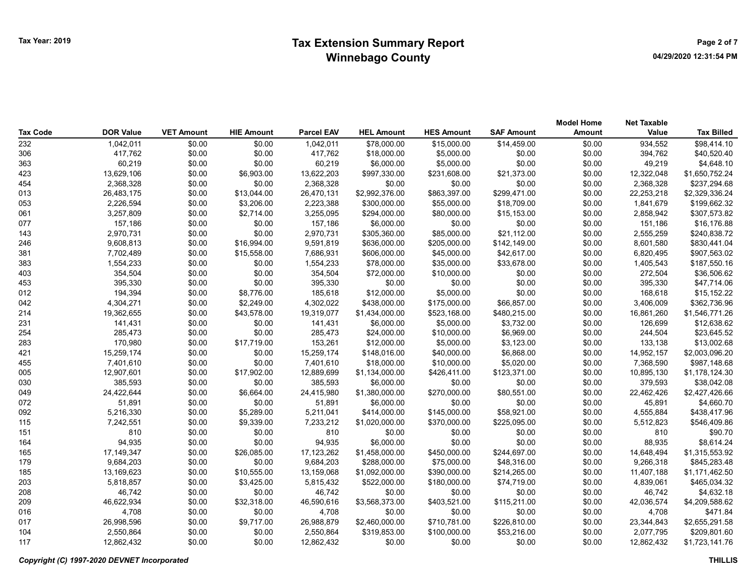Tax Year: 2019

# Tax Extension Summary Report
## Winnebago County

| Tax Code | DOR Value | VET Amount | HIE Amount | Parcel EAV | HEL Amount | HES Amount | SAF Amount | Model Home Amount | Net Taxable Value | Tax Billed |
|---|---|---|---|---|---|---|---|---|---|---|
| 232 | 1,042,011 | $0.00 | $0.00 | 1,042,011 | $78,000.00 | $15,000.00 | $14,459.00 | $0.00 | 934,552 | $98,414.10 |
| 306 | 417,762 | $0.00 | $0.00 | 417,762 | $18,000.00 | $5,000.00 | $0.00 | $0.00 | 394,762 | $40,520.40 |
| 363 | 60,219 | $0.00 | $0.00 | 60,219 | $6,000.00 | $5,000.00 | $0.00 | $0.00 | 49,219 | $4,648.10 |
| 423 | 13,629,106 | $0.00 | $6,903.00 | 13,622,203 | $997,330.00 | $231,608.00 | $21,373.00 | $0.00 | 12,322,048 | $1,650,752.24 |
| 454 | 2,368,328 | $0.00 | $0.00 | 2,368,328 | $0.00 | $0.00 | $0.00 | $0.00 | 2,368,328 | $237,294.68 |
| 013 | 26,483,175 | $0.00 | $13,044.00 | 26,470,131 | $2,992,376.00 | $863,397.00 | $299,471.00 | $0.00 | 22,253,218 | $2,329,336.24 |
| 053 | 2,226,594 | $0.00 | $3,206.00 | 2,223,388 | $300,000.00 | $55,000.00 | $18,709.00 | $0.00 | 1,841,679 | $199,662.32 |
| 061 | 3,257,809 | $0.00 | $2,714.00 | 3,255,095 | $294,000.00 | $80,000.00 | $15,153.00 | $0.00 | 2,858,942 | $307,573.82 |
| 077 | 157,186 | $0.00 | $0.00 | 157,186 | $6,000.00 | $0.00 | $0.00 | $0.00 | 151,186 | $16,176.88 |
| 143 | 2,970,731 | $0.00 | $0.00 | 2,970,731 | $305,360.00 | $85,000.00 | $21,112.00 | $0.00 | 2,555,259 | $240,838.72 |
| 246 | 9,608,813 | $0.00 | $16,994.00 | 9,591,819 | $636,000.00 | $205,000.00 | $142,149.00 | $0.00 | 8,601,580 | $830,441.04 |
| 381 | 7,702,489 | $0.00 | $15,558.00 | 7,686,931 | $606,000.00 | $45,000.00 | $42,617.00 | $0.00 | 6,820,495 | $907,563.02 |
| 383 | 1,554,233 | $0.00 | $0.00 | 1,554,233 | $78,000.00 | $35,000.00 | $33,678.00 | $0.00 | 1,405,543 | $187,550.16 |
| 403 | 354,504 | $0.00 | $0.00 | 354,504 | $72,000.00 | $10,000.00 | $0.00 | $0.00 | 272,504 | $36,506.62 |
| 453 | 395,330 | $0.00 | $0.00 | 395,330 | $0.00 | $0.00 | $0.00 | $0.00 | 395,330 | $47,714.06 |
| 012 | 194,394 | $0.00 | $8,776.00 | 185,618 | $12,000.00 | $5,000.00 | $0.00 | $0.00 | 168,618 | $15,152.22 |
| 042 | 4,304,271 | $0.00 | $2,249.00 | 4,302,022 | $438,000.00 | $175,000.00 | $66,857.00 | $0.00 | 3,406,009 | $362,736.96 |
| 214 | 19,362,655 | $0.00 | $43,578.00 | 19,319,077 | $1,434,000.00 | $523,168.00 | $480,215.00 | $0.00 | 16,861,260 | $1,546,771.26 |
| 231 | 141,431 | $0.00 | $0.00 | 141,431 | $6,000.00 | $5,000.00 | $3,732.00 | $0.00 | 126,699 | $12,638.62 |
| 254 | 285,473 | $0.00 | $0.00 | 285,473 | $24,000.00 | $10,000.00 | $6,969.00 | $0.00 | 244,504 | $23,645.52 |
| 283 | 170,980 | $0.00 | $17,719.00 | 153,261 | $12,000.00 | $5,000.00 | $3,123.00 | $0.00 | 133,138 | $13,002.68 |
| 421 | 15,259,174 | $0.00 | $0.00 | 15,259,174 | $148,016.00 | $40,000.00 | $6,868.00 | $0.00 | 14,952,157 | $2,003,096.20 |
| 455 | 7,401,610 | $0.00 | $0.00 | 7,401,610 | $18,000.00 | $10,000.00 | $5,020.00 | $0.00 | 7,368,590 | $987,148.68 |
| 005 | 12,907,601 | $0.00 | $17,902.00 | 12,889,699 | $1,134,000.00 | $426,411.00 | $123,371.00 | $0.00 | 10,895,130 | $1,178,124.30 |
| 030 | 385,593 | $0.00 | $0.00 | 385,593 | $6,000.00 | $0.00 | $0.00 | $0.00 | 379,593 | $38,042.08 |
| 049 | 24,422,644 | $0.00 | $6,664.00 | 24,415,980 | $1,380,000.00 | $270,000.00 | $80,551.00 | $0.00 | 22,462,426 | $2,427,426.66 |
| 072 | 51,891 | $0.00 | $0.00 | 51,891 | $6,000.00 | $0.00 | $0.00 | $0.00 | 45,891 | $4,660.70 |
| 092 | 5,216,330 | $0.00 | $5,289.00 | 5,211,041 | $414,000.00 | $145,000.00 | $58,921.00 | $0.00 | 4,555,884 | $438,417.96 |
| 115 | 7,242,551 | $0.00 | $9,339.00 | 7,233,212 | $1,020,000.00 | $370,000.00 | $225,095.00 | $0.00 | 5,512,823 | $546,409.86 |
| 151 | 810 | $0.00 | $0.00 | 810 | $0.00 | $0.00 | $0.00 | $0.00 | 810 | $90.70 |
| 164 | 94,935 | $0.00 | $0.00 | 94,935 | $6,000.00 | $0.00 | $0.00 | $0.00 | 88,935 | $8,614.24 |
| 165 | 17,149,347 | $0.00 | $26,085.00 | 17,123,262 | $1,458,000.00 | $450,000.00 | $244,697.00 | $0.00 | 14,648,494 | $1,315,553.92 |
| 179 | 9,684,203 | $0.00 | $0.00 | 9,684,203 | $288,000.00 | $75,000.00 | $48,316.00 | $0.00 | 9,266,318 | $845,283.48 |
| 185 | 13,169,623 | $0.00 | $10,555.00 | 13,159,068 | $1,092,000.00 | $390,000.00 | $214,265.00 | $0.00 | 11,407,188 | $1,171,462.50 |
| 203 | 5,818,857 | $0.00 | $3,425.00 | 5,815,432 | $522,000.00 | $180,000.00 | $74,719.00 | $0.00 | 4,839,061 | $465,034.32 |
| 208 | 46,742 | $0.00 | $0.00 | 46,742 | $0.00 | $0.00 | $0.00 | $0.00 | 46,742 | $4,632.18 |
| 209 | 46,622,934 | $0.00 | $32,318.00 | 46,590,616 | $3,568,373.00 | $403,521.00 | $115,211.00 | $0.00 | 42,036,574 | $4,209,588.62 |
| 016 | 4,708 | $0.00 | $0.00 | 4,708 | $0.00 | $0.00 | $0.00 | $0.00 | 4,708 | $471.84 |
| 017 | 26,998,596 | $0.00 | $9,717.00 | 26,988,879 | $2,460,000.00 | $710,781.00 | $226,810.00 | $0.00 | 23,344,843 | $2,655,291.58 |
| 104 | 2,550,864 | $0.00 | $0.00 | 2,550,864 | $319,853.00 | $100,000.00 | $53,216.00 | $0.00 | 2,077,795 | $209,801.60 |
| 117 | 12,862,432 | $0.00 | $0.00 | 12,862,432 | $0.00 | $0.00 | $0.00 | $0.00 | 12,862,432 | $1,723,141.76 |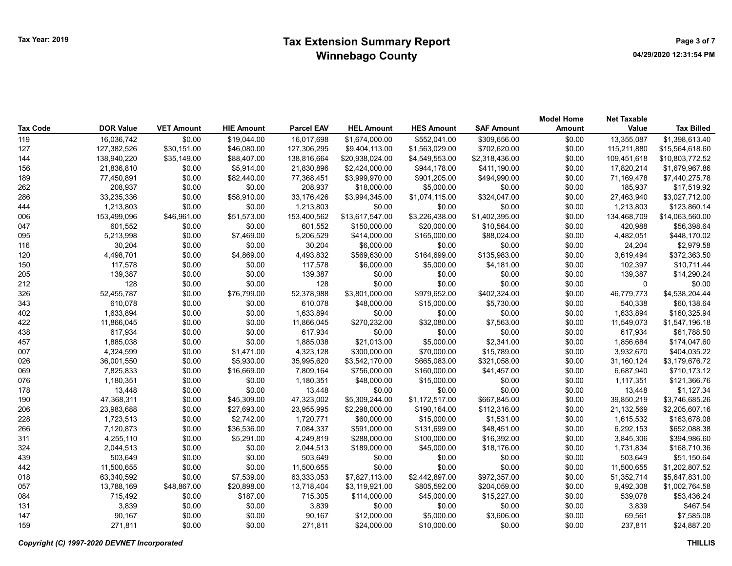# Tax Extension Summary Report
## Winnebago County

Tax Year: 2019

| Tax Code | DOR Value | VET Amount | HIE Amount | Parcel EAV | HEL Amount | HES Amount | SAF Amount | Model Home Amount | Net Taxable Value | Tax Billed |
|---|---|---|---|---|---|---|---|---|---|---|
| 119 | 16,036,742 | $0.00 | $19,044.00 | 16,017,698 | $1,674,000.00 | $552,041.00 | $309,656.00 | $0.00 | 13,355,087 | $1,398,613.40 |
| 127 | 127,382,526 | $30,151.00 | $46,080.00 | 127,306,295 | $9,404,113.00 | $1,563,029.00 | $702,620.00 | $0.00 | 115,211,880 | $15,564,618.60 |
| 144 | 138,940,220 | $35,149.00 | $88,407.00 | 138,816,664 | $20,938,024.00 | $4,549,553.00 | $2,318,436.00 | $0.00 | 109,451,618 | $10,803,772.52 |
| 156 | 21,836,810 | $0.00 | $5,914.00 | 21,830,896 | $2,424,000.00 | $944,178.00 | $411,190.00 | $0.00 | 17,820,214 | $1,679,967.86 |
| 189 | 77,450,891 | $0.00 | $82,440.00 | 77,368,451 | $3,999,970.00 | $901,205.00 | $494,990.00 | $0.00 | 71,169,478 | $7,440,275.78 |
| 262 | 208,937 | $0.00 | $0.00 | 208,937 | $18,000.00 | $5,000.00 | $0.00 | $0.00 | 185,937 | $17,519.92 |
| 286 | 33,235,336 | $0.00 | $58,910.00 | 33,176,426 | $3,994,345.00 | $1,074,115.00 | $324,047.00 | $0.00 | 27,463,940 | $3,027,712.00 |
| 444 | 1,213,803 | $0.00 | $0.00 | 1,213,803 | $0.00 | $0.00 | $0.00 | $0.00 | 1,213,803 | $123,860.14 |
| 006 | 153,499,096 | $46,961.00 | $51,573.00 | 153,400,562 | $13,617,547.00 | $3,226,438.00 | $1,402,395.00 | $0.00 | 134,468,709 | $14,063,560.00 |
| 047 | 601,552 | $0.00 | $0.00 | 601,552 | $150,000.00 | $20,000.00 | $10,564.00 | $0.00 | 420,988 | $56,398.64 |
| 095 | 5,213,998 | $0.00 | $7,469.00 | 5,206,529 | $414,000.00 | $165,000.00 | $88,024.00 | $0.00 | 4,482,051 | $448,170.02 |
| 116 | 30,204 | $0.00 | $0.00 | 30,204 | $6,000.00 | $0.00 | $0.00 | $0.00 | 24,204 | $2,979.58 |
| 120 | 4,498,701 | $0.00 | $4,869.00 | 4,493,832 | $569,630.00 | $164,699.00 | $135,983.00 | $0.00 | 3,619,494 | $372,363.50 |
| 150 | 117,578 | $0.00 | $0.00 | 117,578 | $6,000.00 | $5,000.00 | $4,181.00 | $0.00 | 102,397 | $10,711.44 |
| 205 | 139,387 | $0.00 | $0.00 | 139,387 | $0.00 | $0.00 | $0.00 | $0.00 | 139,387 | $14,290.24 |
| 212 | 128 | $0.00 | $0.00 | 128 | $0.00 | $0.00 | $0.00 | $0.00 | 0 | $0.00 |
| 326 | 52,455,787 | $0.00 | $76,799.00 | 52,378,988 | $3,801,000.00 | $979,652.00 | $402,324.00 | $0.00 | 46,779,773 | $4,538,204.44 |
| 343 | 610,078 | $0.00 | $0.00 | 610,078 | $48,000.00 | $15,000.00 | $5,730.00 | $0.00 | 540,338 | $60,138.64 |
| 402 | 1,633,894 | $0.00 | $0.00 | 1,633,894 | $0.00 | $0.00 | $0.00 | $0.00 | 1,633,894 | $160,325.94 |
| 422 | 11,866,045 | $0.00 | $0.00 | 11,866,045 | $270,232.00 | $32,080.00 | $7,563.00 | $0.00 | 11,549,073 | $1,547,196.18 |
| 438 | 617,934 | $0.00 | $0.00 | 617,934 | $0.00 | $0.00 | $0.00 | $0.00 | 617,934 | $61,788.50 |
| 457 | 1,885,038 | $0.00 | $0.00 | 1,885,038 | $21,013.00 | $5,000.00 | $2,341.00 | $0.00 | 1,856,684 | $174,047.60 |
| 007 | 4,324,599 | $0.00 | $1,471.00 | 4,323,128 | $300,000.00 | $70,000.00 | $15,789.00 | $0.00 | 3,932,670 | $404,035.22 |
| 026 | 36,001,550 | $0.00 | $5,930.00 | 35,995,620 | $3,542,170.00 | $665,083.00 | $321,058.00 | $0.00 | 31,160,124 | $3,179,676.72 |
| 069 | 7,825,833 | $0.00 | $16,669.00 | 7,809,164 | $756,000.00 | $160,000.00 | $41,457.00 | $0.00 | 6,687,940 | $710,173.12 |
| 076 | 1,180,351 | $0.00 | $0.00 | 1,180,351 | $48,000.00 | $15,000.00 | $0.00 | $0.00 | 1,117,351 | $121,366.76 |
| 178 | 13,448 | $0.00 | $0.00 | 13,448 | $0.00 | $0.00 | $0.00 | $0.00 | 13,448 | $1,127.34 |
| 190 | 47,368,311 | $0.00 | $45,309.00 | 47,323,002 | $5,309,244.00 | $1,172,517.00 | $667,845.00 | $0.00 | 39,850,219 | $3,746,685.26 |
| 206 | 23,983,688 | $0.00 | $27,693.00 | 23,955,995 | $2,298,000.00 | $190,164.00 | $112,316.00 | $0.00 | 21,132,569 | $2,205,607.16 |
| 228 | 1,723,513 | $0.00 | $2,742.00 | 1,720,771 | $60,000.00 | $15,000.00 | $1,531.00 | $0.00 | 1,615,532 | $163,678.08 |
| 266 | 7,120,873 | $0.00 | $36,536.00 | 7,084,337 | $591,000.00 | $131,699.00 | $48,451.00 | $0.00 | 6,292,153 | $652,088.38 |
| 311 | 4,255,110 | $0.00 | $5,291.00 | 4,249,819 | $288,000.00 | $100,000.00 | $16,392.00 | $0.00 | 3,845,306 | $394,986.60 |
| 324 | 2,044,513 | $0.00 | $0.00 | 2,044,513 | $189,000.00 | $45,000.00 | $18,176.00 | $0.00 | 1,731,834 | $168,710.36 |
| 439 | 503,649 | $0.00 | $0.00 | 503,649 | $0.00 | $0.00 | $0.00 | $0.00 | 503,649 | $51,150.64 |
| 442 | 11,500,655 | $0.00 | $0.00 | 11,500,655 | $0.00 | $0.00 | $0.00 | $0.00 | 11,500,655 | $1,202,807.52 |
| 018 | 63,340,592 | $0.00 | $7,539.00 | 63,333,053 | $7,827,113.00 | $2,442,897.00 | $972,357.00 | $0.00 | 51,352,714 | $5,647,831.00 |
| 057 | 13,788,169 | $48,867.00 | $20,898.00 | 13,718,404 | $3,119,921.00 | $805,592.00 | $204,059.00 | $0.00 | 9,492,308 | $1,002,764.58 |
| 084 | 715,492 | $0.00 | $187.00 | 715,305 | $114,000.00 | $45,000.00 | $15,227.00 | $0.00 | 539,078 | $53,436.24 |
| 131 | 3,839 | $0.00 | $0.00 | 3,839 | $0.00 | $0.00 | $0.00 | $0.00 | 3,839 | $467.54 |
| 147 | 90,167 | $0.00 | $0.00 | 90,167 | $12,000.00 | $5,000.00 | $3,606.00 | $0.00 | 69,561 | $7,585.08 |
| 159 | 271,811 | $0.00 | $0.00 | 271,811 | $24,000.00 | $10,000.00 | $0.00 | $0.00 | 237,811 | $24,887.20 |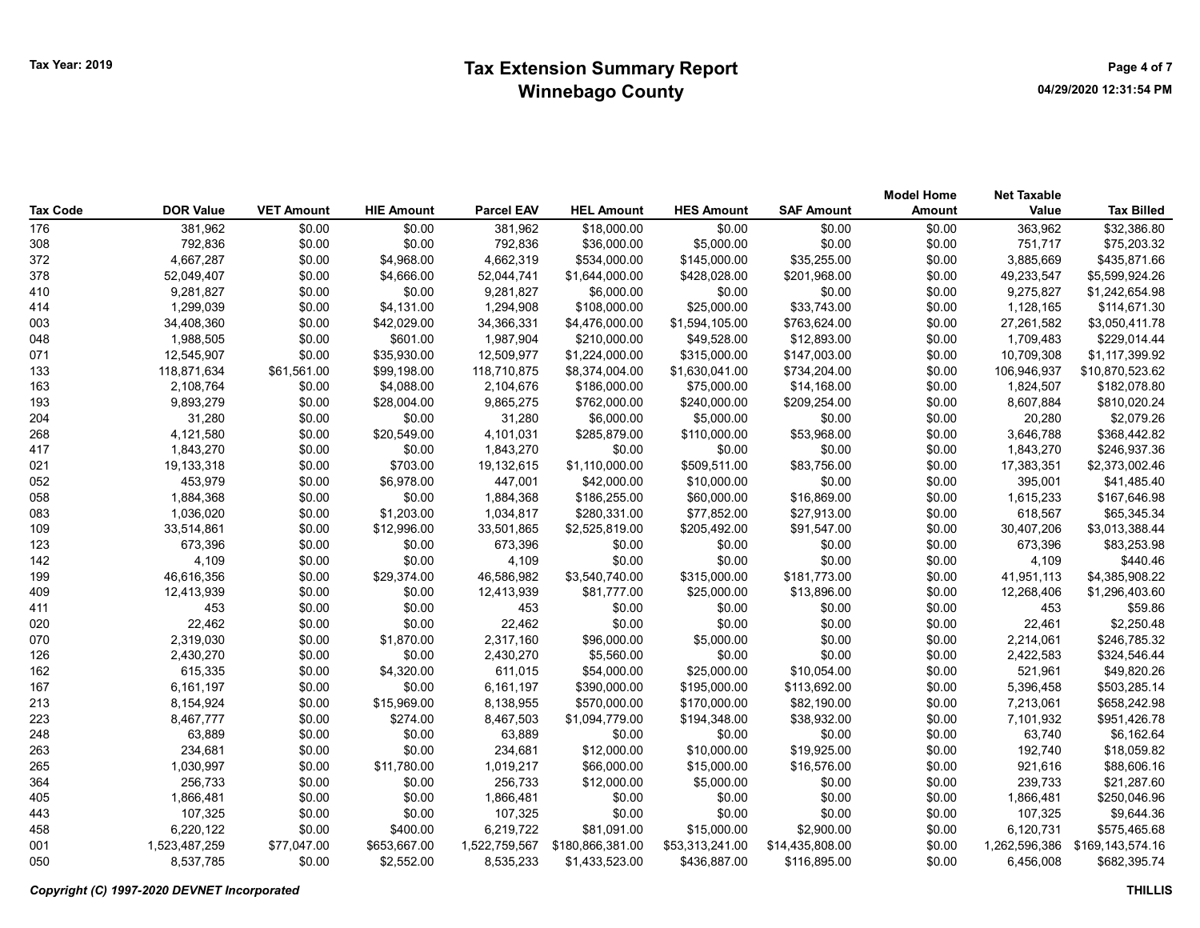Tax Year: 2019

# Tax Extension Summary Report
## Winnebago County

| Tax Code | DOR Value | VET Amount | HIE Amount | Parcel EAV | HEL Amount | HES Amount | SAF Amount | Model Home Amount | Net Taxable Value | Tax Billed |
|---|---|---|---|---|---|---|---|---|---|---|
| 176 | 381,962 | $0.00 | $0.00 | 381,962 | $18,000.00 | $0.00 | $0.00 | $0.00 | 363,962 | $32,386.80 |
| 308 | 792,836 | $0.00 | $0.00 | 792,836 | $36,000.00 | $5,000.00 | $0.00 | $0.00 | 751,717 | $75,203.32 |
| 372 | 4,667,287 | $0.00 | $4,968.00 | 4,662,319 | $534,000.00 | $145,000.00 | $35,255.00 | $0.00 | 3,885,669 | $435,871.66 |
| 378 | 52,049,407 | $0.00 | $4,666.00 | 52,044,741 | $1,644,000.00 | $428,028.00 | $201,968.00 | $0.00 | 49,233,547 | $5,599,924.26 |
| 410 | 9,281,827 | $0.00 | $0.00 | 9,281,827 | $6,000.00 | $0.00 | $0.00 | $0.00 | 9,275,827 | $1,242,654.98 |
| 414 | 1,299,039 | $0.00 | $4,131.00 | 1,294,908 | $108,000.00 | $25,000.00 | $33,743.00 | $0.00 | 1,128,165 | $114,671.30 |
| 003 | 34,408,360 | $0.00 | $42,029.00 | 34,366,331 | $4,476,000.00 | $1,594,105.00 | $763,624.00 | $0.00 | 27,261,582 | $3,050,411.78 |
| 048 | 1,988,505 | $0.00 | $601.00 | 1,987,904 | $210,000.00 | $49,528.00 | $12,893.00 | $0.00 | 1,709,483 | $229,014.44 |
| 071 | 12,545,907 | $0.00 | $35,930.00 | 12,509,977 | $1,224,000.00 | $315,000.00 | $147,003.00 | $0.00 | 10,709,308 | $1,117,399.92 |
| 133 | 118,871,634 | $61,561.00 | $99,198.00 | 118,710,875 | $8,374,004.00 | $1,630,041.00 | $734,204.00 | $0.00 | 106,946,937 | $10,870,523.62 |
| 163 | 2,108,764 | $0.00 | $4,088.00 | 2,104,676 | $186,000.00 | $75,000.00 | $14,168.00 | $0.00 | 1,824,507 | $182,078.80 |
| 193 | 9,893,279 | $0.00 | $28,004.00 | 9,865,275 | $762,000.00 | $240,000.00 | $209,254.00 | $0.00 | 8,607,884 | $810,020.24 |
| 204 | 31,280 | $0.00 | $0.00 | 31,280 | $6,000.00 | $5,000.00 | $0.00 | $0.00 | 20,280 | $2,079.26 |
| 268 | 4,121,580 | $0.00 | $20,549.00 | 4,101,031 | $285,879.00 | $110,000.00 | $53,968.00 | $0.00 | 3,646,788 | $368,442.82 |
| 417 | 1,843,270 | $0.00 | $0.00 | 1,843,270 | $0.00 | $0.00 | $0.00 | $0.00 | 1,843,270 | $246,937.36 |
| 021 | 19,133,318 | $0.00 | $703.00 | 19,132,615 | $1,110,000.00 | $509,511.00 | $83,756.00 | $0.00 | 17,383,351 | $2,373,002.46 |
| 052 | 453,979 | $0.00 | $6,978.00 | 447,001 | $42,000.00 | $10,000.00 | $0.00 | $0.00 | 395,001 | $41,485.40 |
| 058 | 1,884,368 | $0.00 | $0.00 | 1,884,368 | $186,255.00 | $60,000.00 | $16,869.00 | $0.00 | 1,615,233 | $167,646.98 |
| 083 | 1,036,020 | $0.00 | $1,203.00 | 1,034,817 | $280,331.00 | $77,852.00 | $27,913.00 | $0.00 | 618,567 | $65,345.34 |
| 109 | 33,514,861 | $0.00 | $12,996.00 | 33,501,865 | $2,525,819.00 | $205,492.00 | $91,547.00 | $0.00 | 30,407,206 | $3,013,388.44 |
| 123 | 673,396 | $0.00 | $0.00 | 673,396 | $0.00 | $0.00 | $0.00 | $0.00 | 673,396 | $83,253.98 |
| 142 | 4,109 | $0.00 | $0.00 | 4,109 | $0.00 | $0.00 | $0.00 | $0.00 | 4,109 | $440.46 |
| 199 | 46,616,356 | $0.00 | $29,374.00 | 46,586,982 | $3,540,740.00 | $315,000.00 | $181,773.00 | $0.00 | 41,951,113 | $4,385,908.22 |
| 409 | 12,413,939 | $0.00 | $0.00 | 12,413,939 | $81,777.00 | $25,000.00 | $13,896.00 | $0.00 | 12,268,406 | $1,296,403.60 |
| 411 | 453 | $0.00 | $0.00 | 453 | $0.00 | $0.00 | $0.00 | $0.00 | 453 | $59.86 |
| 020 | 22,462 | $0.00 | $0.00 | 22,462 | $0.00 | $0.00 | $0.00 | $0.00 | 22,461 | $2,250.48 |
| 070 | 2,319,030 | $0.00 | $1,870.00 | 2,317,160 | $96,000.00 | $5,000.00 | $0.00 | $0.00 | 2,214,061 | $246,785.32 |
| 126 | 2,430,270 | $0.00 | $0.00 | 2,430,270 | $5,560.00 | $0.00 | $0.00 | $0.00 | 2,422,583 | $324,546.44 |
| 162 | 615,335 | $0.00 | $4,320.00 | 611,015 | $54,000.00 | $25,000.00 | $10,054.00 | $0.00 | 521,961 | $49,820.26 |
| 167 | 6,161,197 | $0.00 | $0.00 | 6,161,197 | $390,000.00 | $195,000.00 | $113,692.00 | $0.00 | 5,396,458 | $503,285.14 |
| 213 | 8,154,924 | $0.00 | $15,969.00 | 8,138,955 | $570,000.00 | $170,000.00 | $82,190.00 | $0.00 | 7,213,061 | $658,242.98 |
| 223 | 8,467,777 | $0.00 | $274.00 | 8,467,503 | $1,094,779.00 | $194,348.00 | $38,932.00 | $0.00 | 7,101,932 | $951,426.78 |
| 248 | 63,889 | $0.00 | $0.00 | 63,889 | $0.00 | $0.00 | $0.00 | $0.00 | 63,740 | $6,162.64 |
| 263 | 234,681 | $0.00 | $0.00 | 234,681 | $12,000.00 | $10,000.00 | $19,925.00 | $0.00 | 192,740 | $18,059.82 |
| 265 | 1,030,997 | $0.00 | $11,780.00 | 1,019,217 | $66,000.00 | $15,000.00 | $16,576.00 | $0.00 | 921,616 | $88,606.16 |
| 364 | 256,733 | $0.00 | $0.00 | 256,733 | $12,000.00 | $5,000.00 | $0.00 | $0.00 | 239,733 | $21,287.60 |
| 405 | 1,866,481 | $0.00 | $0.00 | 1,866,481 | $0.00 | $0.00 | $0.00 | $0.00 | 1,866,481 | $250,046.96 |
| 443 | 107,325 | $0.00 | $0.00 | 107,325 | $0.00 | $0.00 | $0.00 | $0.00 | 107,325 | $9,644.36 |
| 458 | 6,220,122 | $0.00 | $400.00 | 6,219,722 | $81,091.00 | $15,000.00 | $2,900.00 | $0.00 | 6,120,731 | $575,465.68 |
| 001 | 1,523,487,259 | $77,047.00 | $653,667.00 | 1,522,759,567 | $180,866,381.00 | $53,313,241.00 | $14,435,808.00 | $0.00 | 1,262,596,386 | $169,143,574.16 |
| 050 | 8,537,785 | $0.00 | $2,552.00 | 8,535,233 | $1,433,523.00 | $436,887.00 | $116,895.00 | $0.00 | 6,456,008 | $682,395.74 |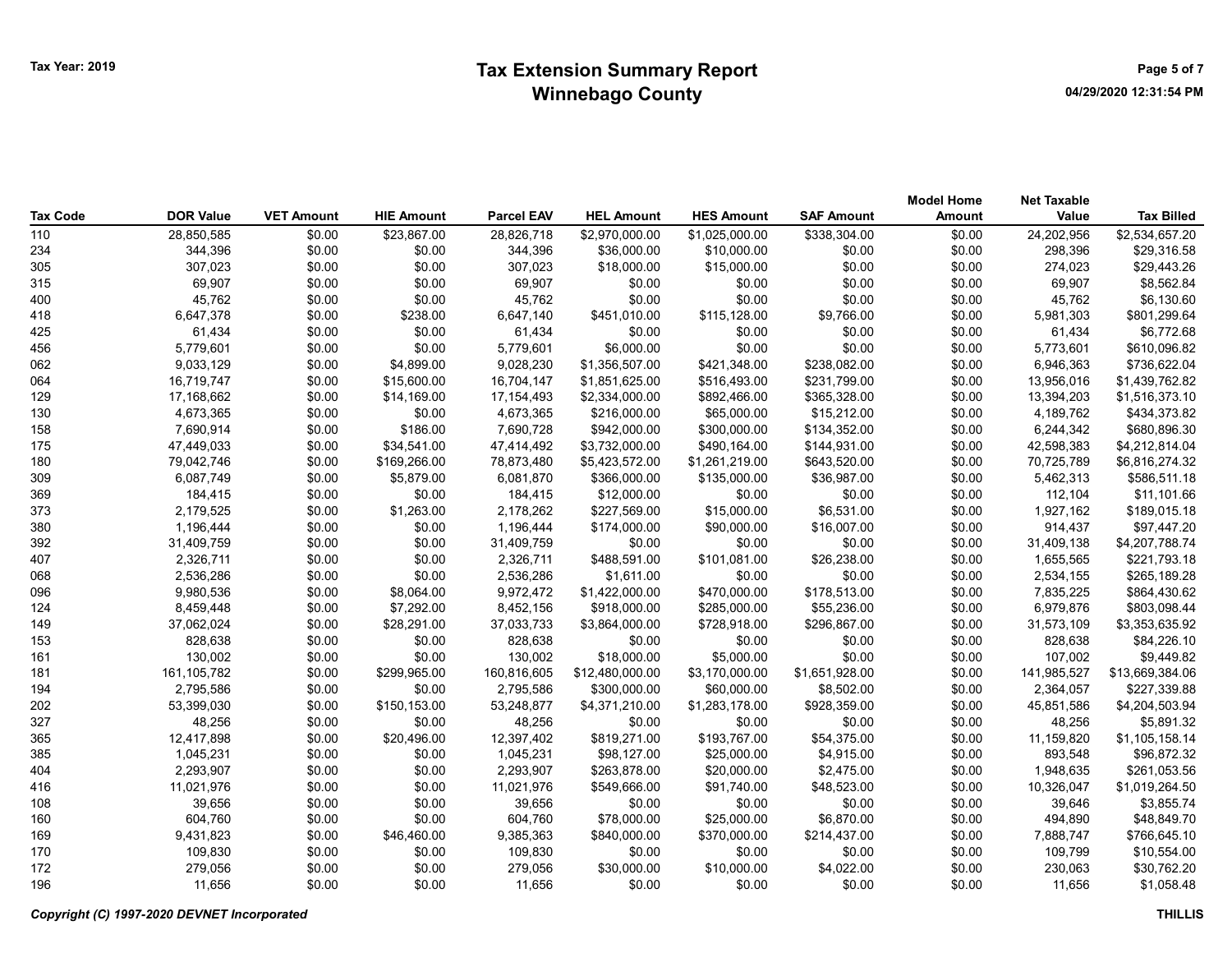Tax Year: 2019

# Tax Extension Summary Report
## Winnebago County

| Tax Code | DOR Value | VET Amount | HIE Amount | Parcel EAV | HEL Amount | HES Amount | SAF Amount | Model Home Amount | Net Taxable Value | Tax Billed |
|---|---|---|---|---|---|---|---|---|---|---|
| 110 | 28,850,585 | $0.00 | $23,867.00 | 28,826,718 | $2,970,000.00 | $1,025,000.00 | $338,304.00 | $0.00 | 24,202,956 | $2,534,657.20 |
| 234 | 344,396 | $0.00 | $0.00 | 344,396 | $36,000.00 | $10,000.00 | $0.00 | $0.00 | 298,396 | $29,316.58 |
| 305 | 307,023 | $0.00 | $0.00 | 307,023 | $18,000.00 | $15,000.00 | $0.00 | $0.00 | 274,023 | $29,443.26 |
| 315 | 69,907 | $0.00 | $0.00 | 69,907 | $0.00 | $0.00 | $0.00 | $0.00 | 69,907 | $8,562.84 |
| 400 | 45,762 | $0.00 | $0.00 | 45,762 | $0.00 | $0.00 | $0.00 | $0.00 | 45,762 | $6,130.60 |
| 418 | 6,647,378 | $0.00 | $238.00 | 6,647,140 | $451,010.00 | $115,128.00 | $9,766.00 | $0.00 | 5,981,303 | $801,299.64 |
| 425 | 61,434 | $0.00 | $0.00 | 61,434 | $0.00 | $0.00 | $0.00 | $0.00 | 61,434 | $6,772.68 |
| 456 | 5,779,601 | $0.00 | $0.00 | 5,779,601 | $6,000.00 | $0.00 | $0.00 | $0.00 | 5,773,601 | $610,096.82 |
| 062 | 9,033,129 | $0.00 | $4,899.00 | 9,028,230 | $1,356,507.00 | $421,348.00 | $238,082.00 | $0.00 | 6,946,363 | $736,622.04 |
| 064 | 16,719,747 | $0.00 | $15,600.00 | 16,704,147 | $1,851,625.00 | $516,493.00 | $231,799.00 | $0.00 | 13,956,016 | $1,439,762.82 |
| 129 | 17,168,662 | $0.00 | $14,169.00 | 17,154,493 | $2,334,000.00 | $892,466.00 | $365,328.00 | $0.00 | 13,394,203 | $1,516,373.10 |
| 130 | 4,673,365 | $0.00 | $0.00 | 4,673,365 | $216,000.00 | $65,000.00 | $15,212.00 | $0.00 | 4,189,762 | $434,373.82 |
| 158 | 7,690,914 | $0.00 | $186.00 | 7,690,728 | $942,000.00 | $300,000.00 | $134,352.00 | $0.00 | 6,244,342 | $680,896.30 |
| 175 | 47,449,033 | $0.00 | $34,541.00 | 47,414,492 | $3,732,000.00 | $490,164.00 | $144,931.00 | $0.00 | 42,598,383 | $4,212,814.04 |
| 180 | 79,042,746 | $0.00 | $169,266.00 | 78,873,480 | $5,423,572.00 | $1,261,219.00 | $643,520.00 | $0.00 | 70,725,789 | $6,816,274.32 |
| 309 | 6,087,749 | $0.00 | $5,879.00 | 6,081,870 | $366,000.00 | $135,000.00 | $36,987.00 | $0.00 | 5,462,313 | $586,511.18 |
| 369 | 184,415 | $0.00 | $0.00 | 184,415 | $12,000.00 | $0.00 | $0.00 | $0.00 | 112,104 | $11,101.66 |
| 373 | 2,179,525 | $0.00 | $1,263.00 | 2,178,262 | $227,569.00 | $15,000.00 | $6,531.00 | $0.00 | 1,927,162 | $189,015.18 |
| 380 | 1,196,444 | $0.00 | $0.00 | 1,196,444 | $174,000.00 | $90,000.00 | $16,007.00 | $0.00 | 914,437 | $97,447.20 |
| 392 | 31,409,759 | $0.00 | $0.00 | 31,409,759 | $0.00 | $0.00 | $0.00 | $0.00 | 31,409,138 | $4,207,788.74 |
| 407 | 2,326,711 | $0.00 | $0.00 | 2,326,711 | $488,591.00 | $101,081.00 | $26,238.00 | $0.00 | 1,655,565 | $221,793.18 |
| 068 | 2,536,286 | $0.00 | $0.00 | 2,536,286 | $1,611.00 | $0.00 | $0.00 | $0.00 | 2,534,155 | $265,189.28 |
| 096 | 9,980,536 | $0.00 | $8,064.00 | 9,972,472 | $1,422,000.00 | $470,000.00 | $178,513.00 | $0.00 | 7,835,225 | $864,430.62 |
| 124 | 8,459,448 | $0.00 | $7,292.00 | 8,452,156 | $918,000.00 | $285,000.00 | $55,236.00 | $0.00 | 6,979,876 | $803,098.44 |
| 149 | 37,062,024 | $0.00 | $28,291.00 | 37,033,733 | $3,864,000.00 | $728,918.00 | $296,867.00 | $0.00 | 31,573,109 | $3,353,635.92 |
| 153 | 828,638 | $0.00 | $0.00 | 828,638 | $0.00 | $0.00 | $0.00 | $0.00 | 828,638 | $84,226.10 |
| 161 | 130,002 | $0.00 | $0.00 | 130,002 | $18,000.00 | $5,000.00 | $0.00 | $0.00 | 107,002 | $9,449.82 |
| 181 | 161,105,782 | $0.00 | $299,965.00 | 160,816,605 | $12,480,000.00 | $3,170,000.00 | $1,651,928.00 | $0.00 | 141,985,527 | $13,669,384.06 |
| 194 | 2,795,586 | $0.00 | $0.00 | 2,795,586 | $300,000.00 | $60,000.00 | $8,502.00 | $0.00 | 2,364,057 | $227,339.88 |
| 202 | 53,399,030 | $0.00 | $150,153.00 | 53,248,877 | $4,371,210.00 | $1,283,178.00 | $928,359.00 | $0.00 | 45,851,586 | $4,204,503.94 |
| 327 | 48,256 | $0.00 | $0.00 | 48,256 | $0.00 | $0.00 | $0.00 | $0.00 | 48,256 | $5,891.32 |
| 365 | 12,417,898 | $0.00 | $20,496.00 | 12,397,402 | $819,271.00 | $193,767.00 | $54,375.00 | $0.00 | 11,159,820 | $1,105,158.14 |
| 385 | 1,045,231 | $0.00 | $0.00 | 1,045,231 | $98,127.00 | $25,000.00 | $4,915.00 | $0.00 | 893,548 | $96,872.32 |
| 404 | 2,293,907 | $0.00 | $0.00 | 2,293,907 | $263,878.00 | $20,000.00 | $2,475.00 | $0.00 | 1,948,635 | $261,053.56 |
| 416 | 11,021,976 | $0.00 | $0.00 | 11,021,976 | $549,666.00 | $91,740.00 | $48,523.00 | $0.00 | 10,326,047 | $1,019,264.50 |
| 108 | 39,656 | $0.00 | $0.00 | 39,656 | $0.00 | $0.00 | $0.00 | $0.00 | 39,646 | $3,855.74 |
| 160 | 604,760 | $0.00 | $0.00 | 604,760 | $78,000.00 | $25,000.00 | $6,870.00 | $0.00 | 494,890 | $48,849.70 |
| 169 | 9,431,823 | $0.00 | $46,460.00 | 9,385,363 | $840,000.00 | $370,000.00 | $214,437.00 | $0.00 | 7,888,747 | $766,645.10 |
| 170 | 109,830 | $0.00 | $0.00 | 109,830 | $0.00 | $0.00 | $0.00 | $0.00 | 109,799 | $10,554.00 |
| 172 | 279,056 | $0.00 | $0.00 | 279,056 | $30,000.00 | $10,000.00 | $4,022.00 | $0.00 | 230,063 | $30,762.20 |
| 196 | 11,656 | $0.00 | $0.00 | 11,656 | $0.00 | $0.00 | $0.00 | $0.00 | 11,656 | $1,058.48 |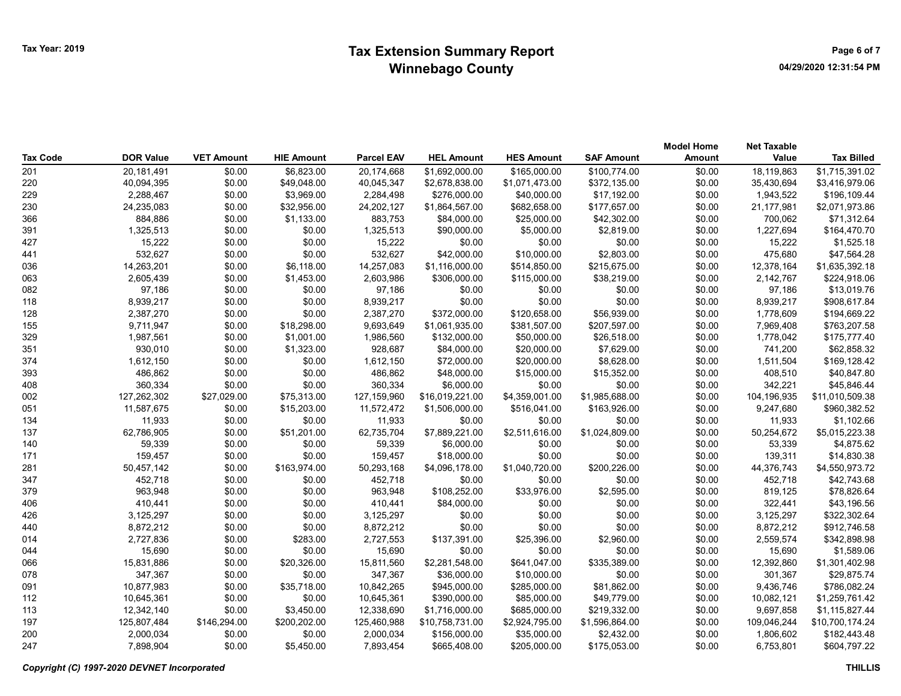# Tax Extension Summary Report
## Winnebago County

Tax Year: 2019

04/29/2020 12:31:54 PM

| Tax Code | DOR Value | VET Amount | HIE Amount | Parcel EAV | HEL Amount | HES Amount | SAF Amount | Model Home Amount | Net Taxable Value | Tax Billed |
|---|---|---|---|---|---|---|---|---|---|---|
| 201 | 20,181,491 | $0.00 | $6,823.00 | 20,174,668 | $1,692,000.00 | $165,000.00 | $100,774.00 | $0.00 | 18,119,863 | $1,715,391.02 |
| 220 | 40,094,395 | $0.00 | $49,048.00 | 40,045,347 | $2,678,838.00 | $1,071,473.00 | $372,135.00 | $0.00 | 35,430,694 | $3,416,979.06 |
| 229 | 2,288,467 | $0.00 | $3,969.00 | 2,284,498 | $276,000.00 | $40,000.00 | $17,192.00 | $0.00 | 1,943,522 | $196,109.44 |
| 230 | 24,235,083 | $0.00 | $32,956.00 | 24,202,127 | $1,864,567.00 | $682,658.00 | $177,657.00 | $0.00 | 21,177,981 | $2,071,973.86 |
| 366 | 884,886 | $0.00 | $1,133.00 | 883,753 | $84,000.00 | $25,000.00 | $42,302.00 | $0.00 | 700,062 | $71,312.64 |
| 391 | 1,325,513 | $0.00 | $0.00 | 1,325,513 | $90,000.00 | $5,000.00 | $2,819.00 | $0.00 | 1,227,694 | $164,470.70 |
| 427 | 15,222 | $0.00 | $0.00 | 15,222 | $0.00 | $0.00 | $0.00 | $0.00 | 15,222 | $1,525.18 |
| 441 | 532,627 | $0.00 | $0.00 | 532,627 | $42,000.00 | $10,000.00 | $2,803.00 | $0.00 | 475,680 | $47,564.28 |
| 036 | 14,263,201 | $0.00 | $6,118.00 | 14,257,083 | $1,116,000.00 | $514,850.00 | $215,675.00 | $0.00 | 12,378,164 | $1,635,392.18 |
| 063 | 2,605,439 | $0.00 | $1,453.00 | 2,603,986 | $306,000.00 | $115,000.00 | $38,219.00 | $0.00 | 2,142,767 | $224,918.06 |
| 082 | 97,186 | $0.00 | $0.00 | 97,186 | $0.00 | $0.00 | $0.00 | $0.00 | 97,186 | $13,019.76 |
| 118 | 8,939,217 | $0.00 | $0.00 | 8,939,217 | $0.00 | $0.00 | $0.00 | $0.00 | 8,939,217 | $908,617.84 |
| 128 | 2,387,270 | $0.00 | $0.00 | 2,387,270 | $372,000.00 | $120,658.00 | $56,939.00 | $0.00 | 1,778,609 | $194,669.22 |
| 155 | 9,711,947 | $0.00 | $18,298.00 | 9,693,649 | $1,061,935.00 | $381,507.00 | $207,597.00 | $0.00 | 7,969,408 | $763,207.58 |
| 329 | 1,987,561 | $0.00 | $1,001.00 | 1,986,560 | $132,000.00 | $50,000.00 | $26,518.00 | $0.00 | 1,778,042 | $175,777.40 |
| 351 | 930,010 | $0.00 | $1,323.00 | 928,687 | $84,000.00 | $20,000.00 | $7,629.00 | $0.00 | 741,200 | $62,858.32 |
| 374 | 1,612,150 | $0.00 | $0.00 | 1,612,150 | $72,000.00 | $20,000.00 | $8,628.00 | $0.00 | 1,511,504 | $169,128.42 |
| 393 | 486,862 | $0.00 | $0.00 | 486,862 | $48,000.00 | $15,000.00 | $15,352.00 | $0.00 | 408,510 | $40,847.80 |
| 408 | 360,334 | $0.00 | $0.00 | 360,334 | $6,000.00 | $0.00 | $0.00 | $0.00 | 342,221 | $45,846.44 |
| 002 | 127,262,302 | $27,029.00 | $75,313.00 | 127,159,960 | $16,019,221.00 | $4,359,001.00 | $1,985,688.00 | $0.00 | 104,196,935 | $11,010,509.38 |
| 051 | 11,587,675 | $0.00 | $15,203.00 | 11,572,472 | $1,506,000.00 | $516,041.00 | $163,926.00 | $0.00 | 9,247,680 | $960,382.52 |
| 134 | 11,933 | $0.00 | $0.00 | 11,933 | $0.00 | $0.00 | $0.00 | $0.00 | 11,933 | $1,102.66 |
| 137 | 62,786,905 | $0.00 | $51,201.00 | 62,735,704 | $7,889,221.00 | $2,511,616.00 | $1,024,809.00 | $0.00 | 50,254,672 | $5,015,223.38 |
| 140 | 59,339 | $0.00 | $0.00 | 59,339 | $6,000.00 | $0.00 | $0.00 | $0.00 | 53,339 | $4,875.62 |
| 171 | 159,457 | $0.00 | $0.00 | 159,457 | $18,000.00 | $0.00 | $0.00 | $0.00 | 139,311 | $14,830.38 |
| 281 | 50,457,142 | $0.00 | $163,974.00 | 50,293,168 | $4,096,178.00 | $1,040,720.00 | $200,226.00 | $0.00 | 44,376,743 | $4,550,973.72 |
| 347 | 452,718 | $0.00 | $0.00 | 452,718 | $0.00 | $0.00 | $0.00 | $0.00 | 452,718 | $42,743.68 |
| 379 | 963,948 | $0.00 | $0.00 | 963,948 | $108,252.00 | $33,976.00 | $2,595.00 | $0.00 | 819,125 | $78,826.64 |
| 406 | 410,441 | $0.00 | $0.00 | 410,441 | $84,000.00 | $0.00 | $0.00 | $0.00 | 322,441 | $43,196.56 |
| 426 | 3,125,297 | $0.00 | $0.00 | 3,125,297 | $0.00 | $0.00 | $0.00 | $0.00 | 3,125,297 | $322,302.64 |
| 440 | 8,872,212 | $0.00 | $0.00 | 8,872,212 | $0.00 | $0.00 | $0.00 | $0.00 | 8,872,212 | $912,746.58 |
| 014 | 2,727,836 | $0.00 | $283.00 | 2,727,553 | $137,391.00 | $25,396.00 | $2,960.00 | $0.00 | 2,559,574 | $342,898.98 |
| 044 | 15,690 | $0.00 | $0.00 | 15,690 | $0.00 | $0.00 | $0.00 | $0.00 | 15,690 | $1,589.06 |
| 066 | 15,831,886 | $0.00 | $20,326.00 | 15,811,560 | $2,281,548.00 | $641,047.00 | $335,389.00 | $0.00 | 12,392,860 | $1,301,402.98 |
| 078 | 347,367 | $0.00 | $0.00 | 347,367 | $36,000.00 | $10,000.00 | $0.00 | $0.00 | 301,367 | $29,875.74 |
| 091 | 10,877,983 | $0.00 | $35,718.00 | 10,842,265 | $945,000.00 | $285,000.00 | $81,862.00 | $0.00 | 9,436,746 | $786,082.24 |
| 112 | 10,645,361 | $0.00 | $0.00 | 10,645,361 | $390,000.00 | $85,000.00 | $49,779.00 | $0.00 | 10,082,121 | $1,259,761.42 |
| 113 | 12,342,140 | $0.00 | $3,450.00 | 12,338,690 | $1,716,000.00 | $685,000.00 | $219,332.00 | $0.00 | 9,697,858 | $1,115,827.44 |
| 197 | 125,807,484 | $146,294.00 | $200,202.00 | 125,460,988 | $10,758,731.00 | $2,924,795.00 | $1,596,864.00 | $0.00 | 109,046,244 | $10,700,174.24 |
| 200 | 2,000,034 | $0.00 | $0.00 | 2,000,034 | $156,000.00 | $35,000.00 | $2,432.00 | $0.00 | 1,806,602 | $182,443.48 |
| 247 | 7,898,904 | $0.00 | $5,450.00 | 7,893,454 | $665,408.00 | $205,000.00 | $175,053.00 | $0.00 | 6,753,801 | $604,797.22 |

*Copyright (C) 1997-2020 DEVNET Incorporated*

**THILLIS**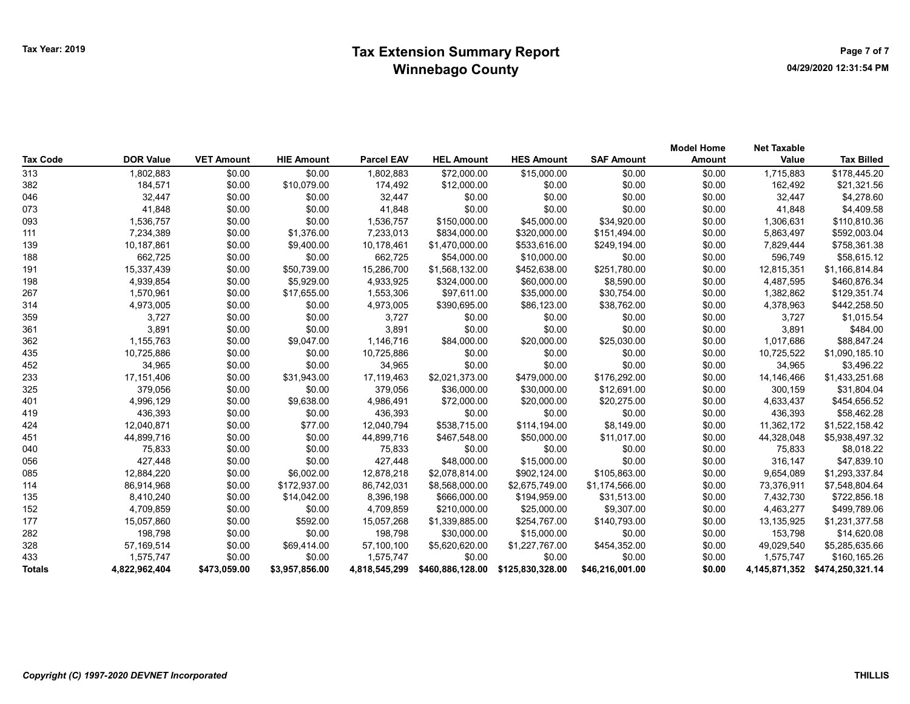Tax Year: 2019

# Tax Extension Summary Report
## Winnebago County

| Tax Code | DOR Value | VET Amount | HIE Amount | Parcel EAV | HEL Amount | HES Amount | SAF Amount | Model Home Amount | Net Taxable Value | Tax Billed |
|---|---|---|---|---|---|---|---|---|---|---|
| 313 | 1,802,883 | $0.00 | $0.00 | 1,802,883 | $72,000.00 | $15,000.00 | $0.00 | $0.00 | 1,715,883 | $178,445.20 |
| 382 | 184,571 | $0.00 | $10,079.00 | 174,492 | $12,000.00 | $0.00 | $0.00 | $0.00 | 162,492 | $21,321.56 |
| 046 | 32,447 | $0.00 | $0.00 | 32,447 | $0.00 | $0.00 | $0.00 | $0.00 | 32,447 | $4,278.60 |
| 073 | 41,848 | $0.00 | $0.00 | 41,848 | $0.00 | $0.00 | $0.00 | $0.00 | 41,848 | $4,409.58 |
| 093 | 1,536,757 | $0.00 | $0.00 | 1,536,757 | $150,000.00 | $45,000.00 | $34,920.00 | $0.00 | 1,306,631 | $110,810.36 |
| 111 | 7,234,389 | $0.00 | $1,376.00 | 7,233,013 | $834,000.00 | $320,000.00 | $151,494.00 | $0.00 | 5,863,497 | $592,003.04 |
| 139 | 10,187,861 | $0.00 | $9,400.00 | 10,178,461 | $1,470,000.00 | $533,616.00 | $249,194.00 | $0.00 | 7,829,444 | $758,361.38 |
| 188 | 662,725 | $0.00 | $0.00 | 662,725 | $54,000.00 | $10,000.00 | $0.00 | $0.00 | 596,749 | $58,615.12 |
| 191 | 15,337,439 | $0.00 | $50,739.00 | 15,286,700 | $1,568,132.00 | $452,638.00 | $251,780.00 | $0.00 | 12,815,351 | $1,166,814.84 |
| 198 | 4,939,854 | $0.00 | $5,929.00 | 4,933,925 | $324,000.00 | $60,000.00 | $8,590.00 | $0.00 | 4,487,595 | $460,876.34 |
| 267 | 1,570,961 | $0.00 | $17,655.00 | 1,553,306 | $97,611.00 | $35,000.00 | $30,754.00 | $0.00 | 1,382,862 | $129,351.74 |
| 314 | 4,973,005 | $0.00 | $0.00 | 4,973,005 | $390,695.00 | $86,123.00 | $38,762.00 | $0.00 | 4,378,963 | $442,258.50 |
| 359 | 3,727 | $0.00 | $0.00 | 3,727 | $0.00 | $0.00 | $0.00 | $0.00 | 3,727 | $1,015.54 |
| 361 | 3,891 | $0.00 | $0.00 | 3,891 | $0.00 | $0.00 | $0.00 | $0.00 | 3,891 | $484.00 |
| 362 | 1,155,763 | $0.00 | $9,047.00 | 1,146,716 | $84,000.00 | $20,000.00 | $25,030.00 | $0.00 | 1,017,686 | $88,847.24 |
| 435 | 10,725,886 | $0.00 | $0.00 | 10,725,886 | $0.00 | $0.00 | $0.00 | $0.00 | 10,725,522 | $1,090,185.10 |
| 452 | 34,965 | $0.00 | $0.00 | 34,965 | $0.00 | $0.00 | $0.00 | $0.00 | 34,965 | $3,496.22 |
| 233 | 17,151,406 | $0.00 | $31,943.00 | 17,119,463 | $2,021,373.00 | $479,000.00 | $176,292.00 | $0.00 | 14,146,466 | $1,433,251.68 |
| 325 | 379,056 | $0.00 | $0.00 | 379,056 | $36,000.00 | $30,000.00 | $12,691.00 | $0.00 | 300,159 | $31,804.04 |
| 401 | 4,996,129 | $0.00 | $9,638.00 | 4,986,491 | $72,000.00 | $20,000.00 | $20,275.00 | $0.00 | 4,633,437 | $454,656.52 |
| 419 | 436,393 | $0.00 | $0.00 | 436,393 | $0.00 | $0.00 | $0.00 | $0.00 | 436,393 | $58,462.28 |
| 424 | 12,040,871 | $0.00 | $77.00 | 12,040,794 | $538,715.00 | $114,194.00 | $8,149.00 | $0.00 | 11,362,172 | $1,522,158.42 |
| 451 | 44,899,716 | $0.00 | $0.00 | 44,899,716 | $467,548.00 | $50,000.00 | $11,017.00 | $0.00 | 44,328,048 | $5,938,497.32 |
| 040 | 75,833 | $0.00 | $0.00 | 75,833 | $0.00 | $0.00 | $0.00 | $0.00 | 75,833 | $8,018.22 |
| 056 | 427,448 | $0.00 | $0.00 | 427,448 | $48,000.00 | $15,000.00 | $0.00 | $0.00 | 316,147 | $47,839.10 |
| 085 | 12,884,220 | $0.00 | $6,002.00 | 12,878,218 | $2,078,814.00 | $902,124.00 | $105,863.00 | $0.00 | 9,654,089 | $1,293,337.84 |
| 114 | 86,914,968 | $0.00 | $172,937.00 | 86,742,031 | $8,568,000.00 | $2,675,749.00 | $1,174,566.00 | $0.00 | 73,376,911 | $7,548,804.64 |
| 135 | 8,410,240 | $0.00 | $14,042.00 | 8,396,198 | $666,000.00 | $194,959.00 | $31,513.00 | $0.00 | 7,432,730 | $722,856.18 |
| 152 | 4,709,859 | $0.00 | $0.00 | 4,709,859 | $210,000.00 | $25,000.00 | $9,307.00 | $0.00 | 4,463,277 | $499,789.06 |
| 177 | 15,057,860 | $0.00 | $592.00 | 15,057,268 | $1,339,885.00 | $254,767.00 | $140,793.00 | $0.00 | 13,135,925 | $1,231,377.58 |
| 282 | 198,798 | $0.00 | $0.00 | 198,798 | $30,000.00 | $15,000.00 | $0.00 | $0.00 | 153,798 | $14,620.08 |
| 328 | 57,169,514 | $0.00 | $69,414.00 | 57,100,100 | $5,620,620.00 | $1,227,767.00 | $454,352.00 | $0.00 | 49,029,540 | $5,285,635.66 |
| 433 | 1,575,747 | $0.00 | $0.00 | 1,575,747 | $0.00 | $0.00 | $0.00 | $0.00 | 1,575,747 | $160,165.26 |
| **Totals** | **4,822,962,404** | **$473,059.00** | **$3,957,856.00** | **4,818,545,299** | **$460,886,128.00** | **$125,830,328.00** | **$46,216,001.00** | **$0.00** | **4,145,871,352** | **$474,250,321.14** |

*Copyright (C) 1997-2020 DEVNET Incorporated*

THILLIS